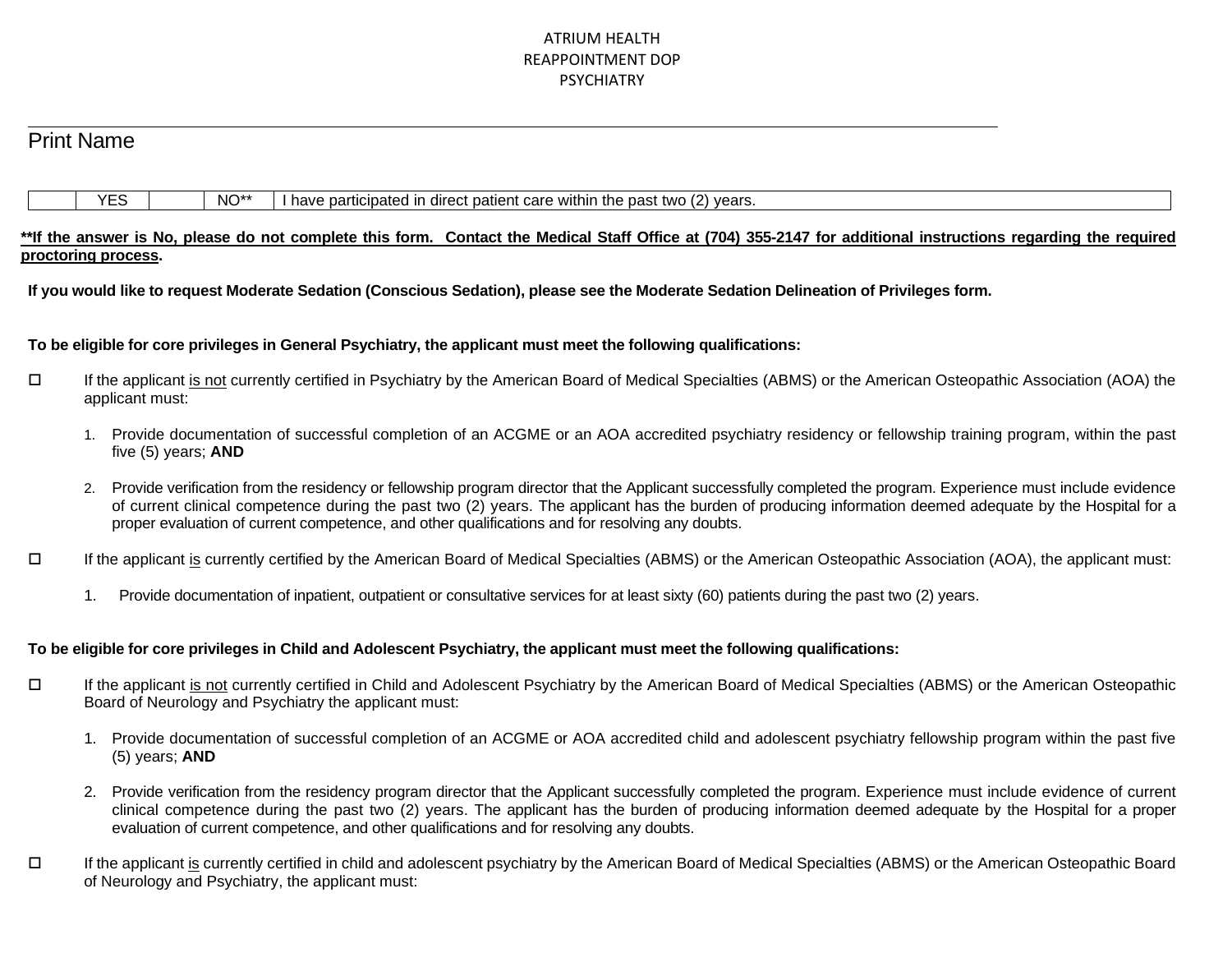ATRIUM HEALTH
REAPPOINTMENT DOP
PSYCHIATRY

______________________________________________________________________________

Print Name

| | YES | | NO** | I have participated in direct patient care within the past two (2) years. |
|---|---|---|---|---|

**<u>**If the answer is No, please do not complete this form. Contact the Medical Staff Office at (704) 355-2147 for additional instructions regarding the required proctoring process</u>.**

**If you would like to request Moderate Sedation (Conscious Sedation), please see the Moderate Sedation Delineation of Privileges form.**

**To be eligible for core privileges in General Psychiatry, the applicant must meet the following qualifications:**

☐ If the applicant <u>is not</u> currently certified in Psychiatry by the American Board of Medical Specialties (ABMS) or the American Osteopathic Association (AOA) the applicant must:

1. Provide documentation of successful completion of an ACGME or an AOA accredited psychiatry residency or fellowship training program, within the past five (5) years; **AND**

2. Provide verification from the residency or fellowship program director that the Applicant successfully completed the program. Experience must include evidence of current clinical competence during the past two (2) years. The applicant has the burden of producing information deemed adequate by the Hospital for a proper evaluation of current competence, and other qualifications and for resolving any doubts.

☐ If the applicant <u>is</u> currently certified by the American Board of Medical Specialties (ABMS) or the American Osteopathic Association (AOA), the applicant must:

1. Provide documentation of inpatient, outpatient or consultative services for at least sixty (60) patients during the past two (2) years.

**To be eligible for core privileges in Child and Adolescent Psychiatry, the applicant must meet the following qualifications:**

☐ If the applicant <u>is not</u> currently certified in Child and Adolescent Psychiatry by the American Board of Medical Specialties (ABMS) or the American Osteopathic Board of Neurology and Psychiatry the applicant must:

1. Provide documentation of successful completion of an ACGME or AOA accredited child and adolescent psychiatry fellowship program within the past five (5) years; **AND**

2. Provide verification from the residency program director that the Applicant successfully completed the program. Experience must include evidence of current clinical competence during the past two (2) years. The applicant has the burden of producing information deemed adequate by the Hospital for a proper evaluation of current competence, and other qualifications and for resolving any doubts.

☐ If the applicant <u>is</u> currently certified in child and adolescent psychiatry by the American Board of Medical Specialties (ABMS) or the American Osteopathic Board of Neurology and Psychiatry, the applicant must: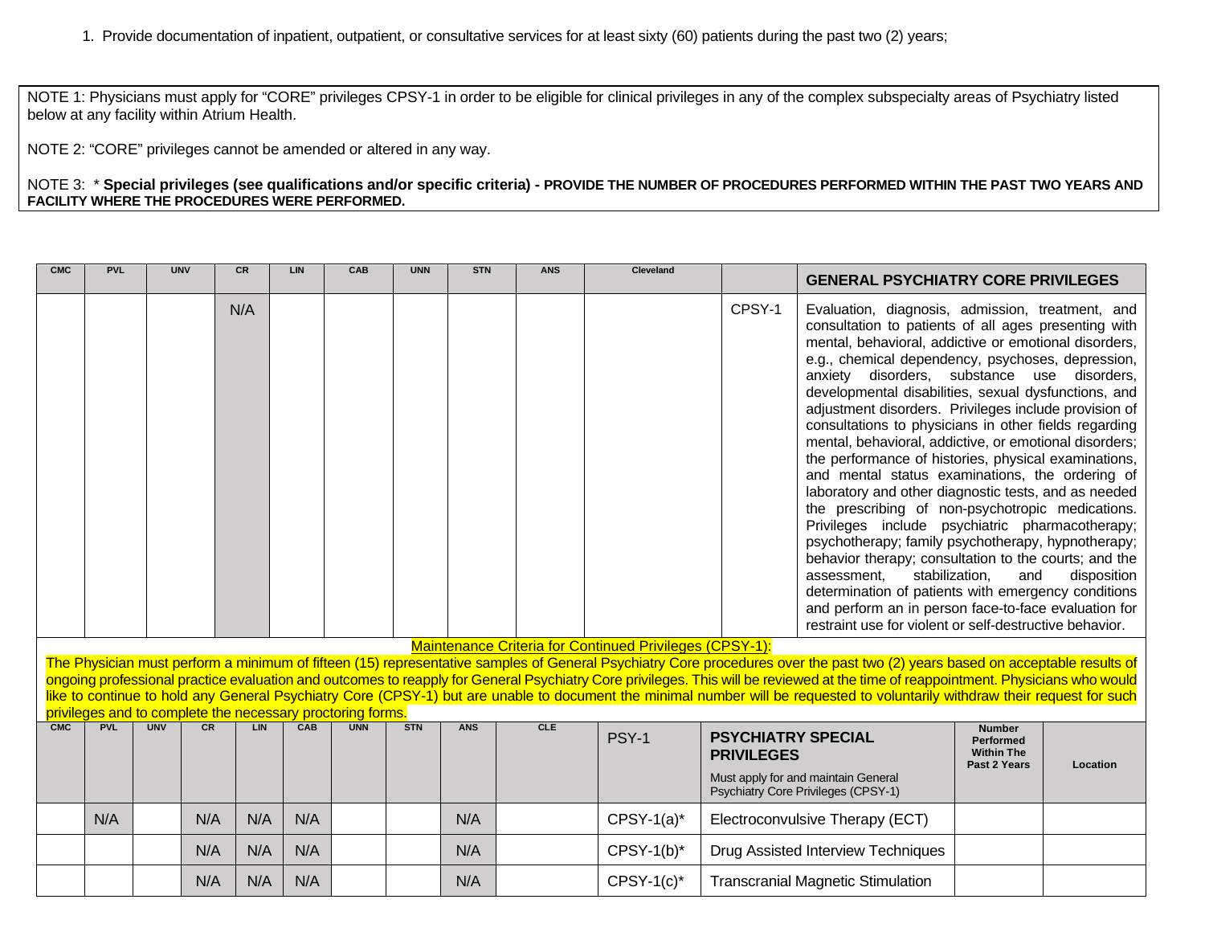1. Provide documentation of inpatient, outpatient, or consultative services for at least sixty (60) patients during the past two (2) years;

NOTE 1: Physicians must apply for "CORE" privileges CPSY-1 in order to be eligible for clinical privileges in any of the complex subspecialty areas of Psychiatry listed below at any facility within Atrium Health.

NOTE 2: "CORE" privileges cannot be amended or altered in any way.

NOTE 3: * **Special privileges (see qualifications and/or specific criteria) - PROVIDE THE NUMBER OF PROCEDURES PERFORMED WITHIN THE PAST TWO YEARS AND FACILITY WHERE THE PROCEDURES WERE PERFORMED.**

| CMC | PVL | UNV | CR | LIN | CAB | UNN | STN | ANS | Cleveland | | **GENERAL PSYCHIATRY CORE PRIVILEGES** |
|---|---|---|---|---|---|---|---|---|---|---|---|
| | | | N/A | | | | | | | CPSY-1 | Evaluation, diagnosis, admission, treatment, and consultation to patients of all ages presenting with mental, behavioral, addictive or emotional disorders, e.g., chemical dependency, psychoses, depression, anxiety disorders, substance use disorders, developmental disabilities, sexual dysfunctions, and adjustment disorders. Privileges include provision of consultations to physicians in other fields regarding mental, behavioral, addictive, or emotional disorders; the performance of histories, physical examinations, and mental status examinations, the ordering of laboratory and other diagnostic tests, and as needed the prescribing of non-psychotropic medications. Privileges include psychiatric pharmacotherapy; psychotherapy; family psychotherapy, hypnotherapy; behavior therapy; consultation to the courts; and the assessment, stabilization, and disposition determination of patients with emergency conditions and perform an in person face-to-face evaluation for restraint use for violent or self-destructive behavior. |

Maintenance Criteria for Continued Privileges (CPSY-1):

The Physician must perform a minimum of fifteen (15) representative samples of General Psychiatry Core procedures over the past two (2) years based on acceptable results of ongoing professional practice evaluation and outcomes to reapply for General Psychiatry Core privileges. This will be reviewed at the time of reappointment. Physicians who would like to continue to hold any General Psychiatry Core (CPSY-1) but are unable to document the minimal number will be requested to voluntarily withdraw their request for such privileges and to complete the necessary proctoring forms.

| CMC | PVL | UNV | CR | LIN | CAB | UNN | STN | ANS | CLE | PSY-1 | **PSYCHIATRY SPECIAL PRIVILEGES** Must apply for and maintain General Psychiatry Core Privileges (CPSY-1) | Number Performed Within The Past 2 Years | Location |
|---|---|---|---|---|---|---|---|---|---|---|---|---|---|
| | N/A | | N/A | N/A | N/A | | | N/A | | CPSY-1(a)* | Electroconvulsive Therapy (ECT) | | |
| | | | N/A | N/A | N/A | | | N/A | | CPSY-1(b)* | Drug Assisted Interview Techniques | | |
| | | | N/A | N/A | N/A | | | N/A | | CPSY-1(c)* | Transcranial Magnetic Stimulation | | |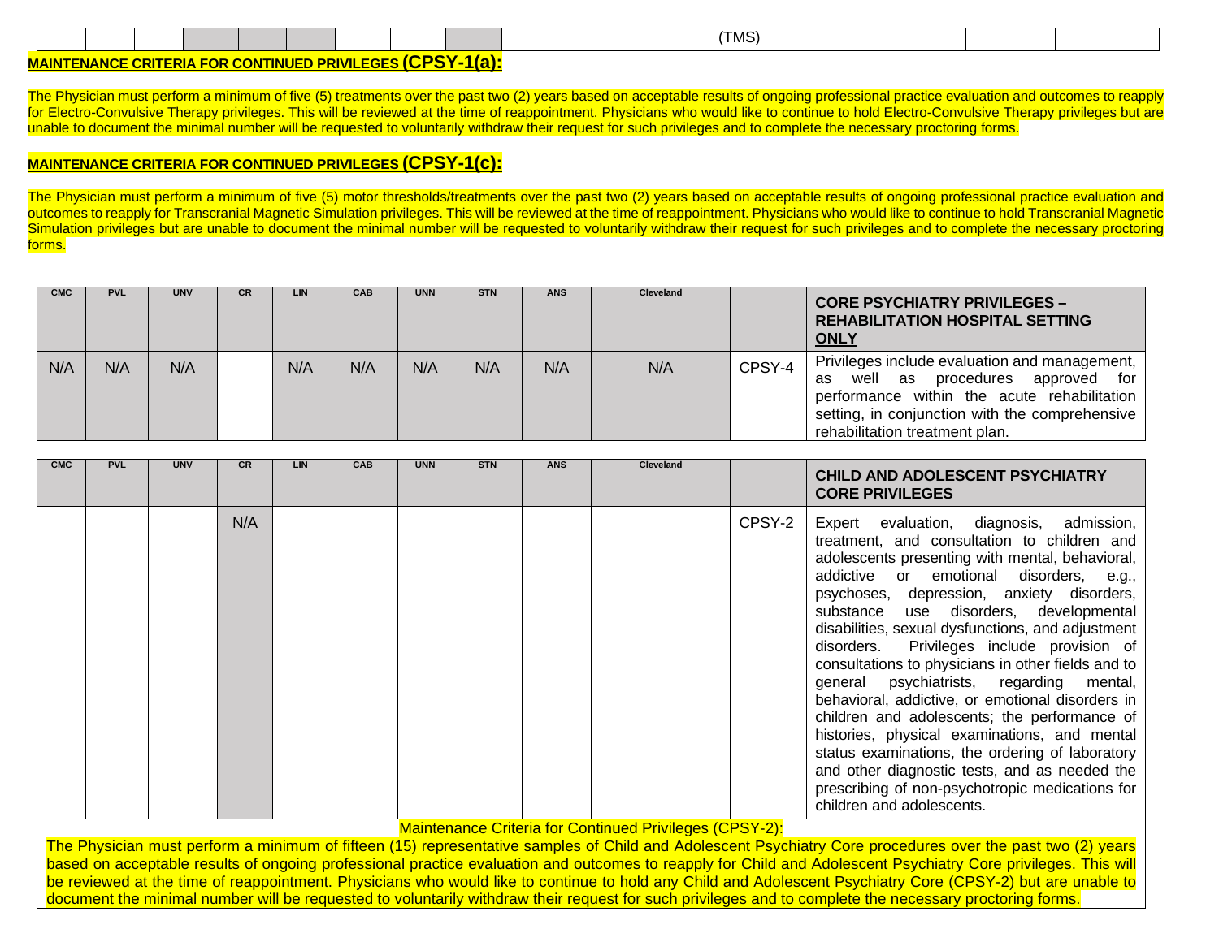| | | | | | | | | | | | (TMS) | | |
|---|---|---|---|---|---|---|---|---|---|---|---|---|---|

**MAINTENANCE CRITERIA FOR CONTINUED PRIVILEGES (CPSY-1(a):**

The Physician must perform a minimum of five (5) treatments over the past two (2) years based on acceptable results of ongoing professional practice evaluation and outcomes to reapply for Electro-Convulsive Therapy privileges. This will be reviewed at the time of reappointment. Physicians who would like to continue to hold Electro-Convulsive Therapy privileges but are unable to document the minimal number will be requested to voluntarily withdraw their request for such privileges and to complete the necessary proctoring forms.

**MAINTENANCE CRITERIA FOR CONTINUED PRIVILEGES (CPSY-1(c):**

The Physician must perform a minimum of five (5) motor thresholds/treatments over the past two (2) years based on acceptable results of ongoing professional practice evaluation and outcomes to reapply for Transcranial Magnetic Simulation privileges. This will be reviewed at the time of reappointment. Physicians who would like to continue to hold Transcranial Magnetic Simulation privileges but are unable to document the minimal number will be requested to voluntarily withdraw their request for such privileges and to complete the necessary proctoring forms.

| CMC | PVL | UNV | CR | LIN | CAB | UNN | STN | ANS | Cleveland | | **CORE PSYCHIATRY PRIVILEGES – REHABILITATION HOSPITAL SETTING ONLY** |
|---|---|---|---|---|---|---|---|---|---|---|---|
| N/A | N/A | N/A | | N/A | N/A | N/A | N/A | N/A | N/A | CPSY-4 | Privileges include evaluation and management, as well as procedures approved for performance within the acute rehabilitation setting, in conjunction with the comprehensive rehabilitation treatment plan. |

| CMC | PVL | UNV | CR | LIN | CAB | UNN | STN | ANS | Cleveland | | **CHILD AND ADOLESCENT PSYCHIATRY CORE PRIVILEGES** |
|---|---|---|---|---|---|---|---|---|---|---|---|
| | | | N/A | | | | | | | CPSY-2 | Expert evaluation, diagnosis, admission, treatment, and consultation to children and adolescents presenting with mental, behavioral, addictive or emotional disorders, e.g., psychoses, depression, anxiety disorders, substance use disorders, developmental disabilities, sexual dysfunctions, and adjustment disorders. Privileges include provision of consultations to physicians in other fields and to general psychiatrists, regarding mental, behavioral, addictive, or emotional disorders in children and adolescents; the performance of histories, physical examinations, and mental status examinations, the ordering of laboratory and other diagnostic tests, and as needed the prescribing of non-psychotropic medications for children and adolescents. |

Maintenance Criteria for Continued Privileges (CPSY-2):

The Physician must perform a minimum of fifteen (15) representative samples of Child and Adolescent Psychiatry Core procedures over the past two (2) years based on acceptable results of ongoing professional practice evaluation and outcomes to reapply for Child and Adolescent Psychiatry Core privileges. This will be reviewed at the time of reappointment. Physicians who would like to continue to hold any Child and Adolescent Psychiatry Core (CPSY-2) but are unable to document the minimal number will be requested to voluntarily withdraw their request for such privileges and to complete the necessary proctoring forms.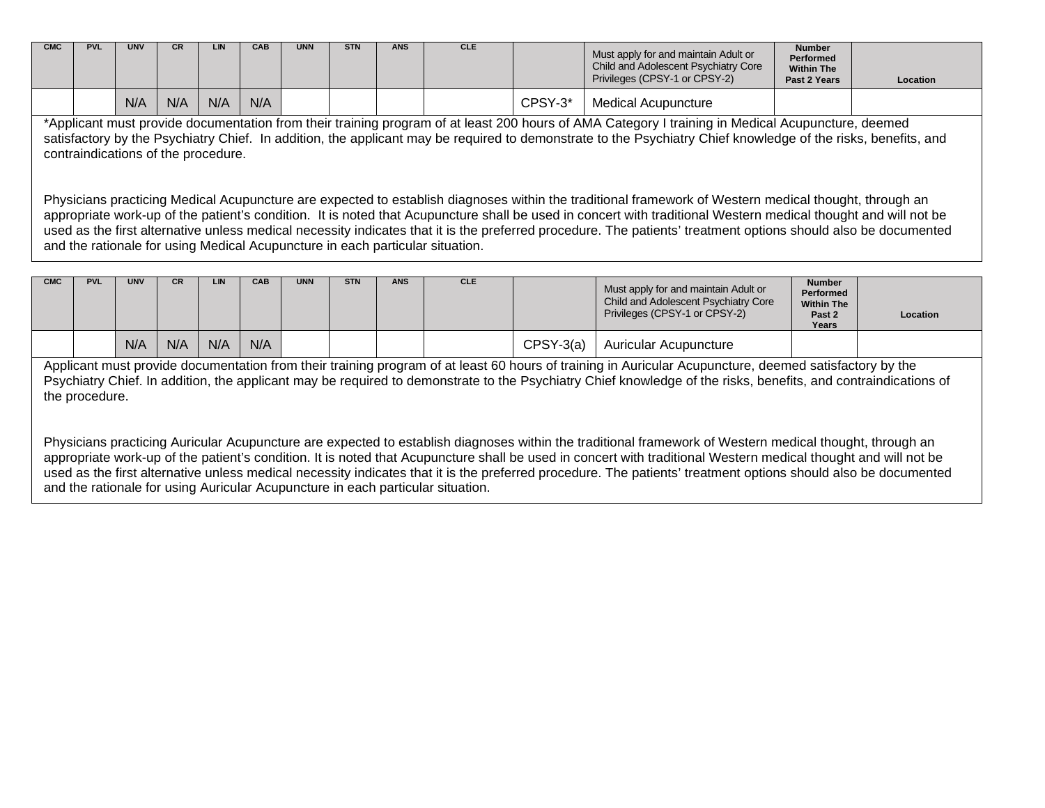| CMC | PVL | UNV | CR | LIN | CAB | UNN | STN | ANS | CLE | | Must apply for and maintain Adult or Child and Adolescent Psychiatry Core Privileges (CPSY-1 or CPSY-2) | Number Performed Within The Past 2 Years | Location |
|---|---|---|---|---|---|---|---|---|---|---|---|---|---|
| | | N/A | N/A | N/A | N/A | | | | | CPSY-3* | Medical Acupuncture | | |

*Applicant must provide documentation from their training program of at least 200 hours of AMA Category I training in Medical Acupuncture, deemed satisfactory by the Psychiatry Chief. In addition, the applicant may be required to demonstrate to the Psychiatry Chief knowledge of the risks, benefits, and contraindications of the procedure.

Physicians practicing Medical Acupuncture are expected to establish diagnoses within the traditional framework of Western medical thought, through an appropriate work-up of the patient's condition. It is noted that Acupuncture shall be used in concert with traditional Western medical thought and will not be used as the first alternative unless medical necessity indicates that it is the preferred procedure. The patients' treatment options should also be documented and the rationale for using Medical Acupuncture in each particular situation.

| CMC | PVL | UNV | CR | LIN | CAB | UNN | STN | ANS | CLE | | Must apply for and maintain Adult or Child and Adolescent Psychiatry Core Privileges (CPSY-1 or CPSY-2) | Number Performed Within The Past 2 Years | Location |
|---|---|---|---|---|---|---|---|---|---|---|---|---|---|
| | | N/A | N/A | N/A | N/A | | | | | CPSY-3(a) | Auricular Acupuncture | | |

Applicant must provide documentation from their training program of at least 60 hours of training in Auricular Acupuncture, deemed satisfactory by the Psychiatry Chief. In addition, the applicant may be required to demonstrate to the Psychiatry Chief knowledge of the risks, benefits, and contraindications of the procedure.

Physicians practicing Auricular Acupuncture are expected to establish diagnoses within the traditional framework of Western medical thought, through an appropriate work-up of the patient's condition. It is noted that Acupuncture shall be used in concert with traditional Western medical thought and will not be used as the first alternative unless medical necessity indicates that it is the preferred procedure. The patients' treatment options should also be documented and the rationale for using Auricular Acupuncture in each particular situation.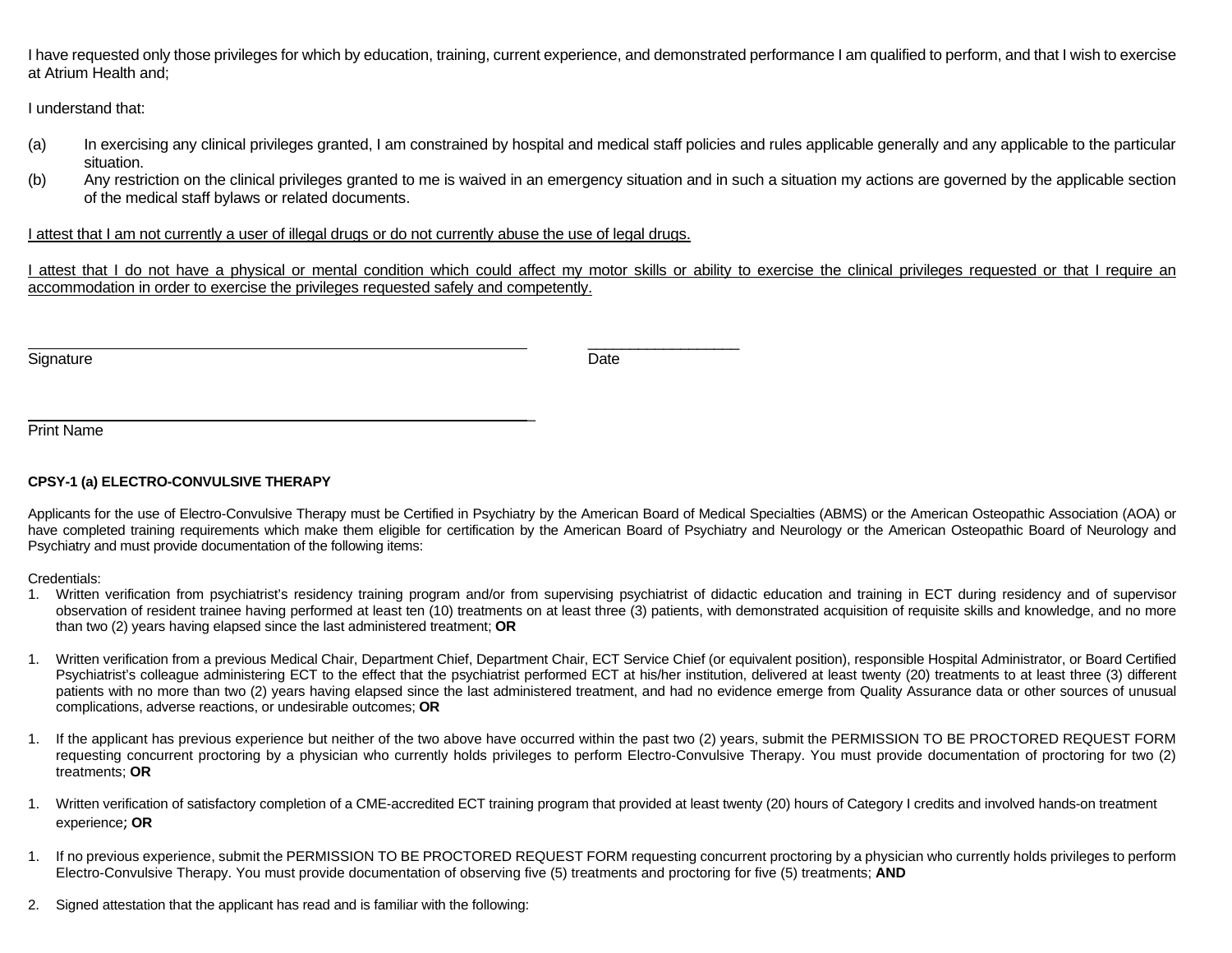I have requested only those privileges for which by education, training, current experience, and demonstrated performance I am qualified to perform, and that I wish to exercise at Atrium Health and;

I understand that:

(a) In exercising any clinical privileges granted, I am constrained by hospital and medical staff policies and rules applicable generally and any applicable to the particular situation.
(b) Any restriction on the clinical privileges granted to me is waived in an emergency situation and in such a situation my actions are governed by the applicable section of the medical staff bylaws or related documents.

<u>I attest that I am not currently a user of illegal drugs or do not currently abuse the use of legal drugs.</u>

<u>I attest that I do not have a physical or mental condition which could affect my motor skills or ability to exercise the clinical privileges requested or that I require an accommodation in order to exercise the privileges requested safely and competently.</u>

______________________________________________ ________________

Signature Date

______________________________________________

Print Name

**CPSY-1 (a) ELECTRO-CONVULSIVE THERAPY**

Applicants for the use of Electro-Convulsive Therapy must be Certified in Psychiatry by the American Board of Medical Specialties (ABMS) or the American Osteopathic Association (AOA) or have completed training requirements which make them eligible for certification by the American Board of Psychiatry and Neurology or the American Osteopathic Board of Neurology and Psychiatry and must provide documentation of the following items:

Credentials:

1. Written verification from psychiatrist's residency training program and/or from supervising psychiatrist of didactic education and training in ECT during residency and of supervisor observation of resident trainee having performed at least ten (10) treatments on at least three (3) patients, with demonstrated acquisition of requisite skills and knowledge, and no more than two (2) years having elapsed since the last administered treatment; **OR**

1. Written verification from a previous Medical Chair, Department Chief, Department Chair, ECT Service Chief (or equivalent position), responsible Hospital Administrator, or Board Certified Psychiatrist's colleague administering ECT to the effect that the psychiatrist performed ECT at his/her institution, delivered at least twenty (20) treatments to at least three (3) different patients with no more than two (2) years having elapsed since the last administered treatment, and had no evidence emerge from Quality Assurance data or other sources of unusual complications, adverse reactions, or undesirable outcomes; **OR**

1. If the applicant has previous experience but neither of the two above have occurred within the past two (2) years, submit the PERMISSION TO BE PROCTORED REQUEST FORM requesting concurrent proctoring by a physician who currently holds privileges to perform Electro-Convulsive Therapy. You must provide documentation of proctoring for two (2) treatments; **OR**

1. Written verification of satisfactory completion of a CME-accredited ECT training program that provided at least twenty (20) hours of Category I credits and involved hands-on treatment experience**; OR**

1. If no previous experience, submit the PERMISSION TO BE PROCTORED REQUEST FORM requesting concurrent proctoring by a physician who currently holds privileges to perform Electro-Convulsive Therapy. You must provide documentation of observing five (5) treatments and proctoring for five (5) treatments; **AND**

2. Signed attestation that the applicant has read and is familiar with the following: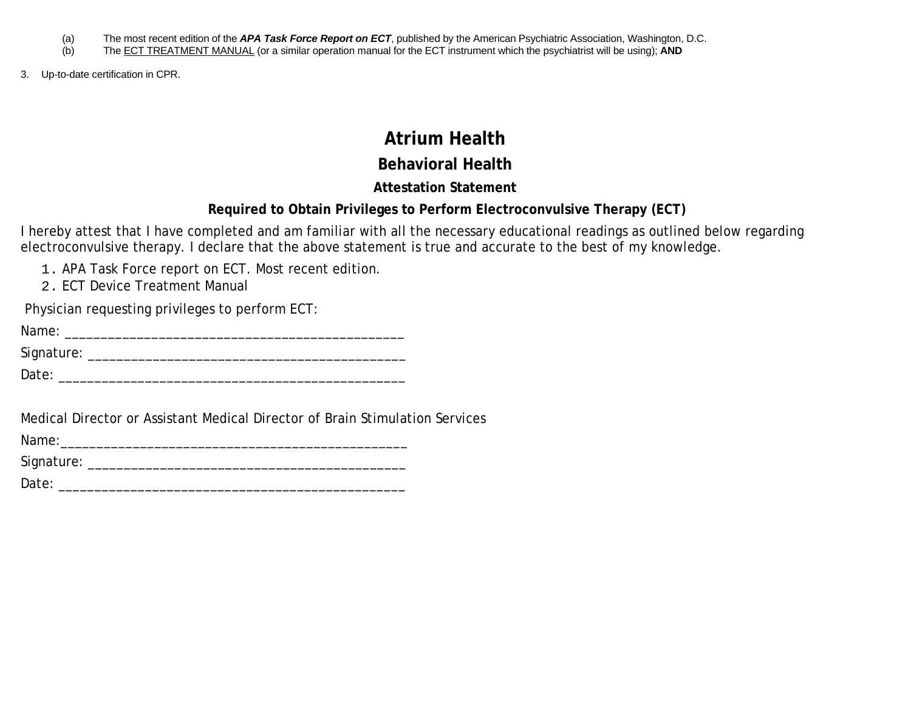(a) The most recent edition of the ***APA Task Force Report on ECT***, published by the American Psychiatric Association, Washington, D.C.
(b) The ECT TREATMENT MANUAL (or a similar operation manual for the ECT instrument which the psychiatrist will be using); **AND**

3. Up-to-date certification in CPR.

# Atrium Health

## Behavioral Health

### Attestation Statement

### Required to Obtain Privileges to Perform Electroconvulsive Therapy (ECT)

I hereby attest that I have completed and am familiar with all the necessary educational readings as outlined below regarding electroconvulsive therapy. I declare that the above statement is true and accurate to the best of my knowledge.

1. APA Task Force report on ECT. Most recent edition.
2. ECT Device Treatment Manual

Physician requesting privileges to perform ECT:

Name: _______________________________________________

Signature: ____________________________________________

Date: ________________________________________________

Medical Director or Assistant Medical Director of Brain Stimulation Services

Name:_______________________________________________

Signature: ____________________________________________

Date: ________________________________________________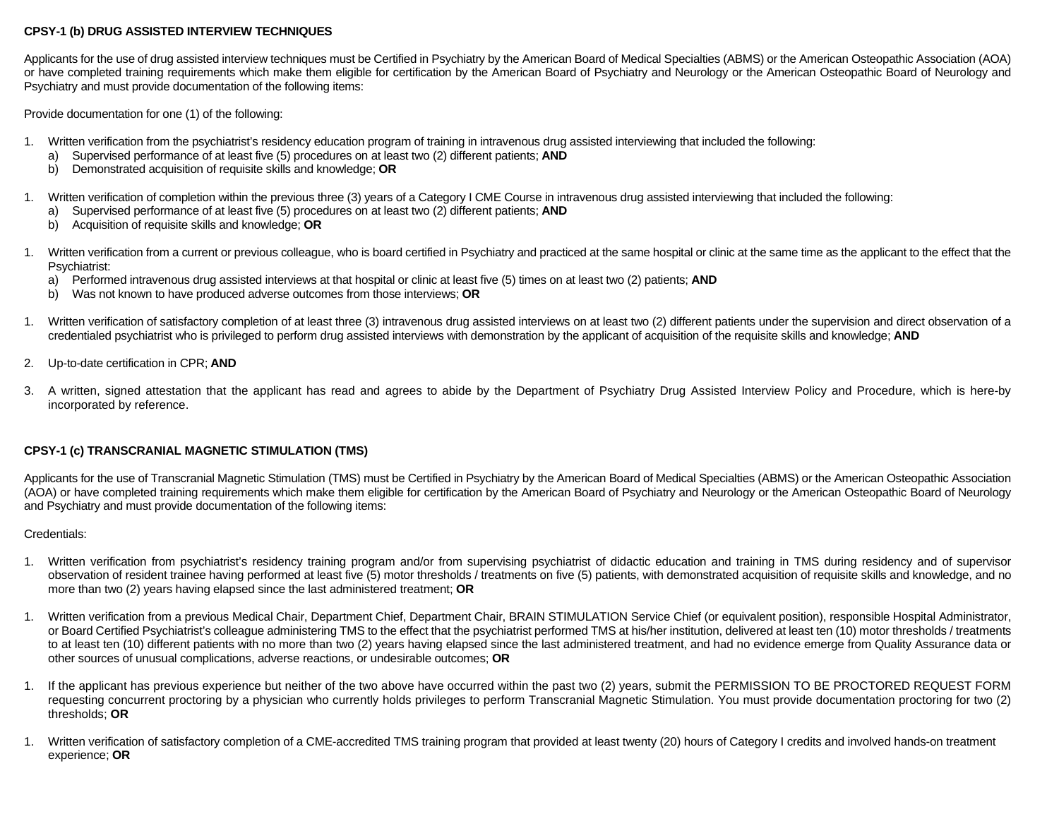**CPSY-1 (b) DRUG ASSISTED INTERVIEW TECHNIQUES**

Applicants for the use of drug assisted interview techniques must be Certified in Psychiatry by the American Board of Medical Specialties (ABMS) or the American Osteopathic Association (AOA) or have completed training requirements which make them eligible for certification by the American Board of Psychiatry and Neurology or the American Osteopathic Board of Neurology and Psychiatry and must provide documentation of the following items:

Provide documentation for one (1) of the following:

1. Written verification from the psychiatrist's residency education program of training in intravenous drug assisted interviewing that included the following:
   a) Supervised performance of at least five (5) procedures on at least two (2) different patients; **AND**
   b) Demonstrated acquisition of requisite skills and knowledge; **OR**

1. Written verification of completion within the previous three (3) years of a Category I CME Course in intravenous drug assisted interviewing that included the following:
   a) Supervised performance of at least five (5) procedures on at least two (2) different patients; **AND**
   b) Acquisition of requisite skills and knowledge; **OR**

1. Written verification from a current or previous colleague, who is board certified in Psychiatry and practiced at the same hospital or clinic at the same time as the applicant to the effect that the Psychiatrist:
   a) Performed intravenous drug assisted interviews at that hospital or clinic at least five (5) times on at least two (2) patients; **AND**
   b) Was not known to have produced adverse outcomes from those interviews; **OR**

1. Written verification of satisfactory completion of at least three (3) intravenous drug assisted interviews on at least two (2) different patients under the supervision and direct observation of a credentialed psychiatrist who is privileged to perform drug assisted interviews with demonstration by the applicant of acquisition of the requisite skills and knowledge; **AND**

2. Up-to-date certification in CPR; **AND**

3. A written, signed attestation that the applicant has read and agrees to abide by the Department of Psychiatry Drug Assisted Interview Policy and Procedure, which is here-by incorporated by reference.

**CPSY-1 (c) TRANSCRANIAL MAGNETIC STIMULATION (TMS)**

Applicants for the use of Transcranial Magnetic Stimulation (TMS) must be Certified in Psychiatry by the American Board of Medical Specialties (ABMS) or the American Osteopathic Association (AOA) or have completed training requirements which make them eligible for certification by the American Board of Psychiatry and Neurology or the American Osteopathic Board of Neurology and Psychiatry and must provide documentation of the following items:

Credentials:

1. Written verification from psychiatrist's residency training program and/or from supervising psychiatrist of didactic education and training in TMS during residency and of supervisor observation of resident trainee having performed at least five (5) motor thresholds / treatments on five (5) patients, with demonstrated acquisition of requisite skills and knowledge, and no more than two (2) years having elapsed since the last administered treatment; **OR**

1. Written verification from a previous Medical Chair, Department Chief, Department Chair, BRAIN STIMULATION Service Chief (or equivalent position), responsible Hospital Administrator, or Board Certified Psychiatrist's colleague administering TMS to the effect that the psychiatrist performed TMS at his/her institution, delivered at least ten (10) motor thresholds / treatments to at least ten (10) different patients with no more than two (2) years having elapsed since the last administered treatment, and had no evidence emerge from Quality Assurance data or other sources of unusual complications, adverse reactions, or undesirable outcomes; **OR**

1. If the applicant has previous experience but neither of the two above have occurred within the past two (2) years, submit the PERMISSION TO BE PROCTORED REQUEST FORM requesting concurrent proctoring by a physician who currently holds privileges to perform Transcranial Magnetic Stimulation. You must provide documentation proctoring for two (2) thresholds; **OR**

1. Written verification of satisfactory completion of a CME-accredited TMS training program that provided at least twenty (20) hours of Category I credits and involved hands-on treatment experience; **OR**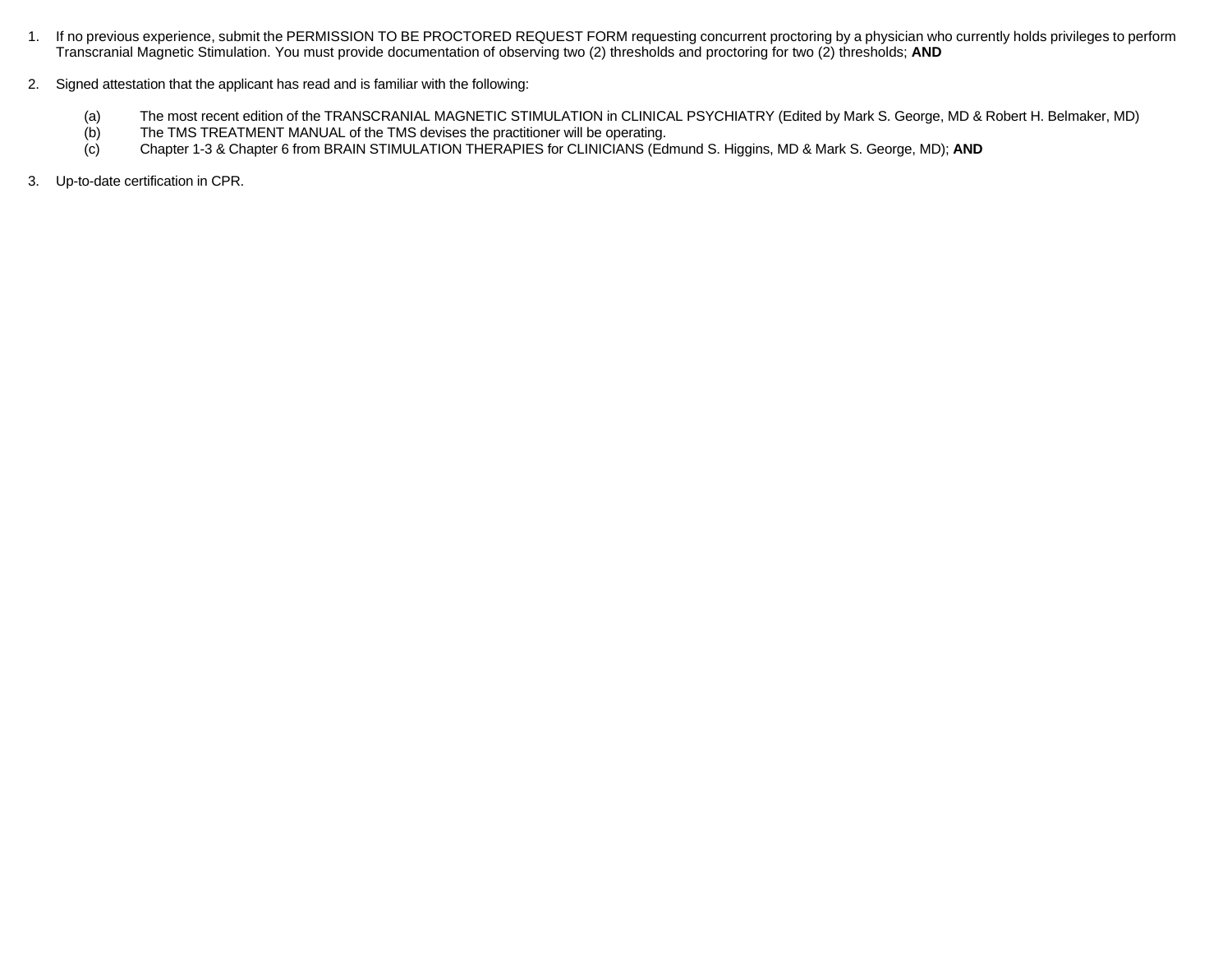1. If no previous experience, submit the PERMISSION TO BE PROCTORED REQUEST FORM requesting concurrent proctoring by a physician who currently holds privileges to perform Transcranial Magnetic Stimulation. You must provide documentation of observing two (2) thresholds and proctoring for two (2) thresholds; **AND**

2. Signed attestation that the applicant has read and is familiar with the following:

   (a) The most recent edition of the TRANSCRANIAL MAGNETIC STIMULATION in CLINICAL PSYCHIATRY (Edited by Mark S. George, MD & Robert H. Belmaker, MD)
   (b) The TMS TREATMENT MANUAL of the TMS devises the practitioner will be operating.
   (c) Chapter 1-3 & Chapter 6 from BRAIN STIMULATION THERAPIES for CLINICIANS (Edmund S. Higgins, MD & Mark S. George, MD); **AND**

3. Up-to-date certification in CPR.